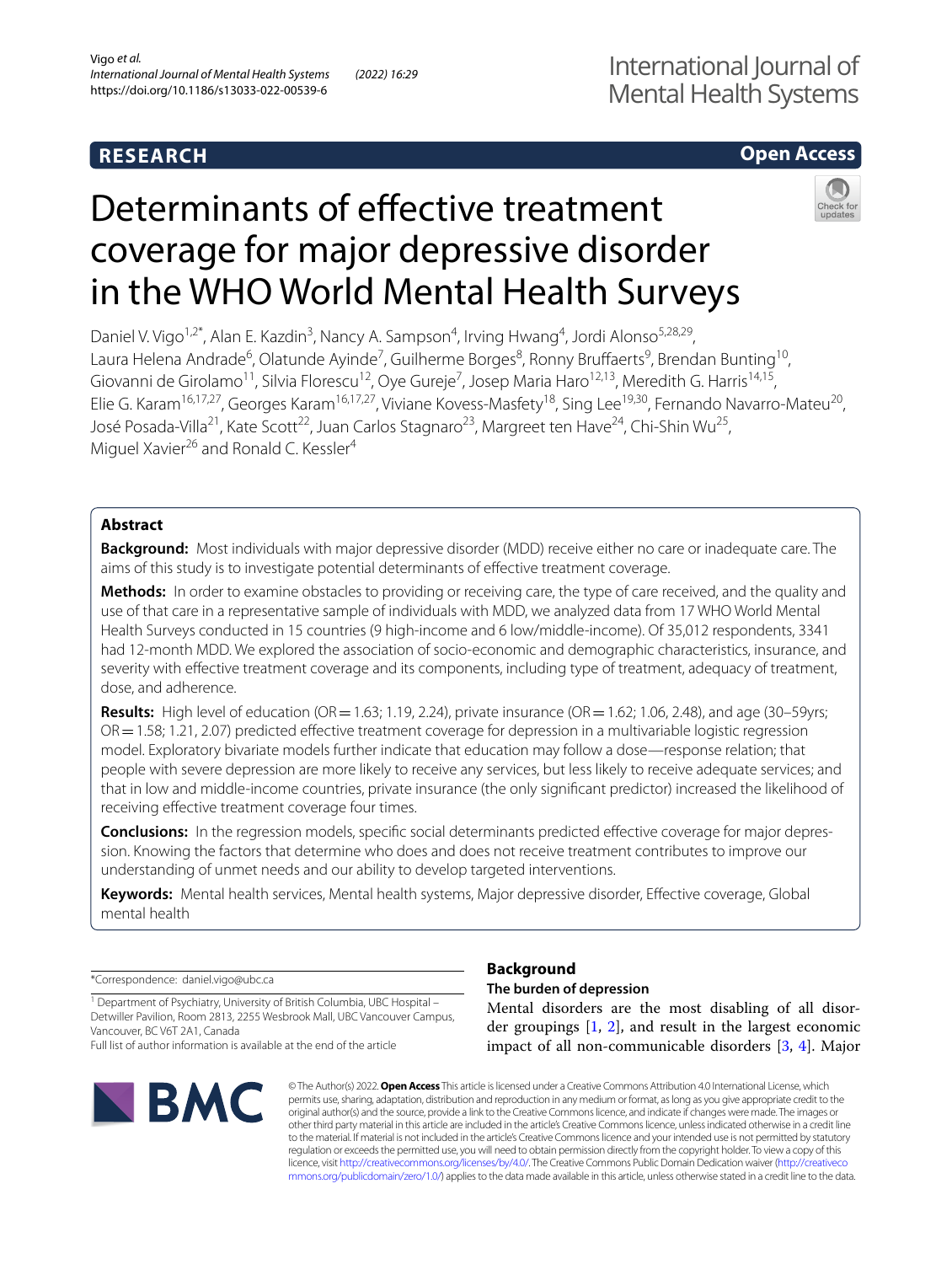**RESEARCH** **Open Access**

# Determinants of effective treatment coverage for major depressive disorder in the WHO World Mental Health Surveys

Daniel V. Vigo[1,2*], Alan E. Kazdin[3], Nancy A. Sampson[4], Irving Hwang[4], Jordi Alonso[5,28,29], Laura Helena Andrade[6], Olatunde Ayinde[7], Guilherme Borges[8], Ronny Bruffaerts[9], Brendan Bunting[10], Giovanni de Girolamo[11], Silvia Florescu[12], Oye Gureje[7], Josep Maria Haro[12,13], Meredith G. Harris[14,15], Elie G. Karam[16,17,27], Georges Karam[16,17,27], Viviane Kovess-Masfety[18], Sing Lee[19,30], Fernando Navarro-Mateu[20], José Posada-Villa[21], Kate Scott[22], Juan Carlos Stagnaro[23], Margreet ten Have[24], Chi-Shin Wu[25], Miguel Xavier[26] and Ronald C. Kessler[4]

## Abstract

**Background:** Most individuals with major depressive disorder (MDD) receive either no care or inadequate care. The aims of this study is to investigate potential determinants of effective treatment coverage.

**Methods:** In order to examine obstacles to providing or receiving care, the type of care received, and the quality and use of that care in a representative sample of individuals with MDD, we analyzed data from 17 WHO World Mental Health Surveys conducted in 15 countries (9 high-income and 6 low/middle-income). Of 35,012 respondents, 3341 had 12-month MDD. We explored the association of socio-economic and demographic characteristics, insurance, and severity with effective treatment coverage and its components, including type of treatment, adequacy of treatment, dose, and adherence.

**Results:** High level of education (OR = 1.63; 1.19, 2.24), private insurance (OR = 1.62; 1.06, 2.48), and age (30–59yrs; OR = 1.58; 1.21, 2.07) predicted effective treatment coverage for depression in a multivariable logistic regression model. Exploratory bivariate models further indicate that education may follow a dose—response relation; that people with severe depression are more likely to receive any services, but less likely to receive adequate services; and that in low and middle-income countries, private insurance (the only significant predictor) increased the likelihood of receiving effective treatment coverage four times.

**Conclusions:** In the regression models, specific social determinants predicted effective coverage for major depression. Knowing the factors that determine who does and does not receive treatment contributes to improve our understanding of unmet needs and our ability to develop targeted interventions.

**Keywords:** Mental health services, Mental health systems, Major depressive disorder, Effective coverage, Global mental health

*Correspondence: daniel.vigo@ubc.ca

[1] Department of Psychiatry, University of British Columbia, UBC Hospital – Detwiller Pavilion, Room 2813, 2255 Wesbrook Mall, UBC Vancouver Campus, Vancouver, BC V6T 2A1, Canada

Full list of author information is available at the end of the article

## Background

### The burden of depression

Mental disorders are the most disabling of all disorder groupings [1, 2], and result in the largest economic impact of all non-communicable disorders [3, 4]. Major

© The Author(s) 2022. **Open Access** This article is licensed under a Creative Commons Attribution 4.0 International License, which permits use, sharing, adaptation, distribution and reproduction in any medium or format, as long as you give appropriate credit to the original author(s) and the source, provide a link to the Creative Commons licence, and indicate if changes were made. The images or other third party material in this article are included in the article's Creative Commons licence, unless indicated otherwise in a credit line to the material. If material is not included in the article's Creative Commons licence and your intended use is not permitted by statutory regulation or exceeds the permitted use, you will need to obtain permission directly from the copyright holder. To view a copy of this licence, visit http://creativecommons.org/licenses/by/4.0/. The Creative Commons Public Domain Dedication waiver (http://creativecommons.org/publicdomain/zero/1.0/) applies to the data made available in this article, unless otherwise stated in a credit line to the data.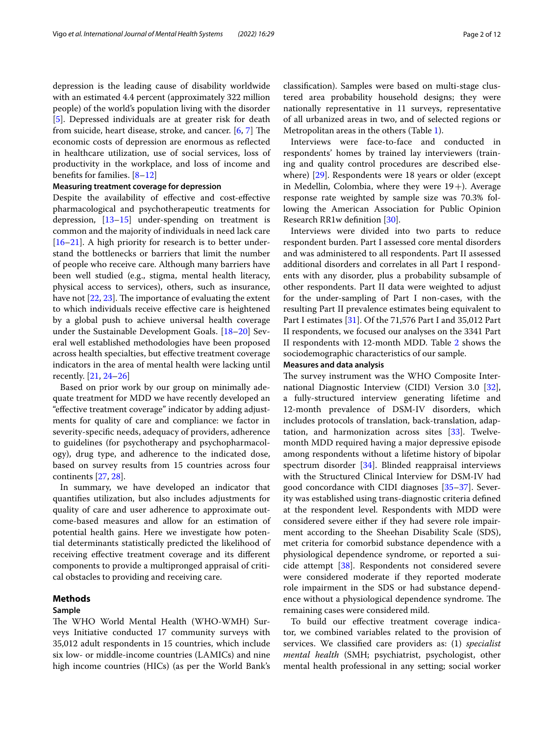depression is the leading cause of disability worldwide with an estimated 4.4 percent (approximately 322 million people) of the world's population living with the disorder [5]. Depressed individuals are at greater risk for death from suicide, heart disease, stroke, and cancer. [6, 7] The economic costs of depression are enormous as reflected in healthcare utilization, use of social services, loss of productivity in the workplace, and loss of income and benefits for families. [8–12]

### Measuring treatment coverage for depression

Despite the availability of effective and cost-effective pharmacological and psychotherapeutic treatments for depression, [13–15] under-spending on treatment is common and the majority of individuals in need lack care [16–21]. A high priority for research is to better understand the bottlenecks or barriers that limit the number of people who receive care. Although many barriers have been well studied (e.g., stigma, mental health literacy, physical access to services), others, such as insurance, have not [22, 23]. The importance of evaluating the extent to which individuals receive effective care is heightened by a global push to achieve universal health coverage under the Sustainable Development Goals. [18–20] Several well established methodologies have been proposed across health specialties, but effective treatment coverage indicators in the area of mental health were lacking until recently. [21, 24–26]

Based on prior work by our group on minimally adequate treatment for MDD we have recently developed an "effective treatment coverage" indicator by adding adjustments for quality of care and compliance: we factor in severity-specific needs, adequacy of providers, adherence to guidelines (for psychotherapy and psychopharmacology), drug type, and adherence to the indicated dose, based on survey results from 15 countries across four continents [27, 28].

In summary, we have developed an indicator that quantifies utilization, but also includes adjustments for quality of care and user adherence to approximate outcome-based measures and allow for an estimation of potential health gains. Here we investigate how potential determinants statistically predicted the likelihood of receiving effective treatment coverage and its different components to provide a multipronged appraisal of critical obstacles to providing and receiving care.

## Methods

### Sample

The WHO World Mental Health (WHO-WMH) Surveys Initiative conducted 17 community surveys with 35,012 adult respondents in 15 countries, which include six low- or middle-income countries (LAMICs) and nine high income countries (HICs) (as per the World Bank's classification). Samples were based on multi-stage clustered area probability household designs; they were nationally representative in 11 surveys, representative of all urbanized areas in two, and of selected regions or Metropolitan areas in the others (Table 1).

Interviews were face-to-face and conducted in respondents' homes by trained lay interviewers (training and quality control procedures are described elsewhere) [29]. Respondents were 18 years or older (except in Medellin, Colombia, where they were 19+). Average response rate weighted by sample size was 70.3% following the American Association for Public Opinion Research RR1w definition [30].

Interviews were divided into two parts to reduce respondent burden. Part I assessed core mental disorders and was administered to all respondents. Part II assessed additional disorders and correlates in all Part I respondents with any disorder, plus a probability subsample of other respondents. Part II data were weighted to adjust for the under-sampling of Part I non-cases, with the resulting Part II prevalence estimates being equivalent to Part I estimates [31]. Of the 71,576 Part I and 35,012 Part II respondents, we focused our analyses on the 3341 Part II respondents with 12-month MDD. Table 2 shows the sociodemographic characteristics of our sample.

### Measures and data analysis

The survey instrument was the WHO Composite International Diagnostic Interview (CIDI) Version 3.0 [32], a fully-structured interview generating lifetime and 12-month prevalence of DSM-IV disorders, which includes protocols of translation, back-translation, adaptation, and harmonization across sites [33]. Twelve-month MDD required having a major depressive episode among respondents without a lifetime history of bipolar spectrum disorder [34]. Blinded reappraisal interviews with the Structured Clinical Interview for DSM-IV had good concordance with CIDI diagnoses [35–37]. Severity was established using trans-diagnostic criteria defined at the respondent level. Respondents with MDD were considered severe either if they had severe role impairment according to the Sheehan Disability Scale (SDS), met criteria for comorbid substance dependence with a physiological dependence syndrome, or reported a suicide attempt [38]. Respondents not considered severe were considered moderate if they reported moderate role impairment in the SDS or had substance dependence without a physiological dependence syndrome. The remaining cases were considered mild.

To build our effective treatment coverage indicator, we combined variables related to the provision of services. We classified care providers as: (1) *specialist mental health* (SMH; psychiatrist, psychologist, other mental health professional in any setting; social worker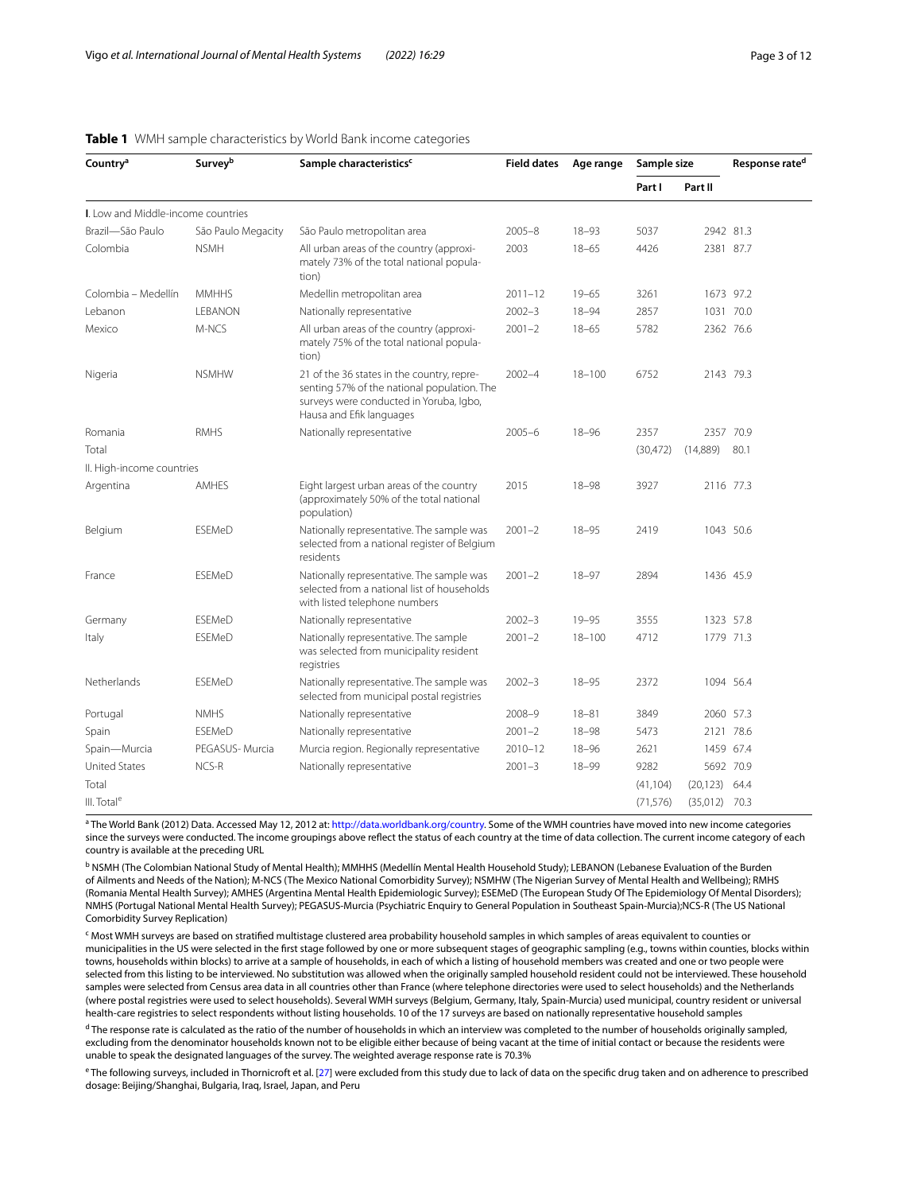**Table 1** WMH sample characteristics by World Bank income categories

| Country[a] | Survey[b] | Sample characteristics[c] | Field dates | Age range | Sample size | | Response rate[d] |
|---|---|---|---|---|---|---|---|
| | | | | | Part I | Part II | |
| **I**. Low and Middle-income countries | | | | | | | |
| Brazil—São Paulo | São Paulo Megacity | São Paulo metropolitan area | 2005–8 | 18–93 | 5037 | 2942 | 81.3 |
| Colombia | NSMH | All urban areas of the country (approximately 73% of the total national population) | 2003 | 18–65 | 4426 | 2381 | 87.7 |
| Colombia – Medellín | MMHHS | Medellin metropolitan area | 2011–12 | 19–65 | 3261 | 1673 | 97.2 |
| Lebanon | LEBANON | Nationally representative | 2002–3 | 18–94 | 2857 | 1031 | 70.0 |
| Mexico | M-NCS | All urban areas of the country (approximately 75% of the total national population) | 2001–2 | 18–65 | 5782 | 2362 | 76.6 |
| Nigeria | NSMHW | 21 of the 36 states in the country, representing 57% of the national population. The surveys were conducted in Yoruba, Igbo, Hausa and Efik languages | 2002–4 | 18–100 | 6752 | 2143 | 79.3 |
| Romania | RMHS | Nationally representative | 2005–6 | 18–96 | 2357 | 2357 | 70.9 |
| Total | | | | | (30,472) | (14,889) | 80.1 |
| II. High-income countries | | | | | | | |
| Argentina | AMHES | Eight largest urban areas of the country (approximately 50% of the total national population) | 2015 | 18–98 | 3927 | 2116 | 77.3 |
| Belgium | ESEMeD | Nationally representative. The sample was selected from a national register of Belgium residents | 2001–2 | 18–95 | 2419 | 1043 | 50.6 |
| France | ESEMeD | Nationally representative. The sample was selected from a national list of households with listed telephone numbers | 2001–2 | 18–97 | 2894 | 1436 | 45.9 |
| Germany | ESEMeD | Nationally representative | 2002–3 | 19–95 | 3555 | 1323 | 57.8 |
| Italy | ESEMeD | Nationally representative. The sample was selected from municipality resident registries | 2001–2 | 18–100 | 4712 | 1779 | 71.3 |
| Netherlands | ESEMeD | Nationally representative. The sample was selected from municipal postal registries | 2002–3 | 18–95 | 2372 | 1094 | 56.4 |
| Portugal | NMHS | Nationally representative | 2008–9 | 18–81 | 3849 | 2060 | 57.3 |
| Spain | ESEMeD | Nationally representative | 2001–2 | 18–98 | 5473 | 2121 | 78.6 |
| Spain—Murcia | PEGASUS- Murcia | Murcia region. Regionally representative | 2010–12 | 18–96 | 2621 | 1459 | 67.4 |
| United States | NCS-R | Nationally representative | 2001–3 | 18–99 | 9282 | 5692 | 70.9 |
| Total | | | | | (41,104) | (20,123) | 64.4 |
| III. Total[e] | | | | | (71,576) | (35,012) | 70.3 |

[a] The World Bank (2012) Data. Accessed May 12, 2012 at: http://data.worldbank.org/country. Some of the WMH countries have moved into new income categories since the surveys were conducted. The income groupings above reflect the status of each country at the time of data collection. The current income category of each country is available at the preceding URL

[b] NSMH (The Colombian National Study of Mental Health); MMHHS (Medellín Mental Health Household Study); LEBANON (Lebanese Evaluation of the Burden of Ailments and Needs of the Nation); M-NCS (The Mexico National Comorbidity Survey); NSMHW (The Nigerian Survey of Mental Health and Wellbeing); RMHS (Romania Mental Health Survey); AMHES (Argentina Mental Health Epidemiologic Survey); ESEMeD (The European Study Of The Epidemiology Of Mental Disorders); NMHS (Portugal National Mental Health Survey); PEGASUS-Murcia (Psychiatric Enquiry to General Population in Southeast Spain-Murcia);NCS-R (The US National Comorbidity Survey Replication)

[c] Most WMH surveys are based on stratified multistage clustered area probability household samples in which samples of areas equivalent to counties or municipalities in the US were selected in the first stage followed by one or more subsequent stages of geographic sampling (e.g., towns within counties, blocks within towns, households within blocks) to arrive at a sample of households, in each of which a listing of household members was created and one or two people were selected from this listing to be interviewed. No substitution was allowed when the originally sampled household resident could not be interviewed. These household samples were selected from Census area data in all countries other than France (where telephone directories were used to select households) and the Netherlands (where postal registries were used to select households). Several WMH surveys (Belgium, Germany, Italy, Spain-Murcia) used municipal, country resident or universal health-care registries to select respondents without listing households. 10 of the 17 surveys are based on nationally representative household samples

[d] The response rate is calculated as the ratio of the number of households in which an interview was completed to the number of households originally sampled, excluding from the denominator households known not to be eligible either because of being vacant at the time of initial contact or because the residents were unable to speak the designated languages of the survey. The weighted average response rate is 70.3%

[e] The following surveys, included in Thornicroft et al. [27] were excluded from this study due to lack of data on the specific drug taken and on adherence to prescribed dosage: Beijing/Shanghai, Bulgaria, Iraq, Israel, Japan, and Peru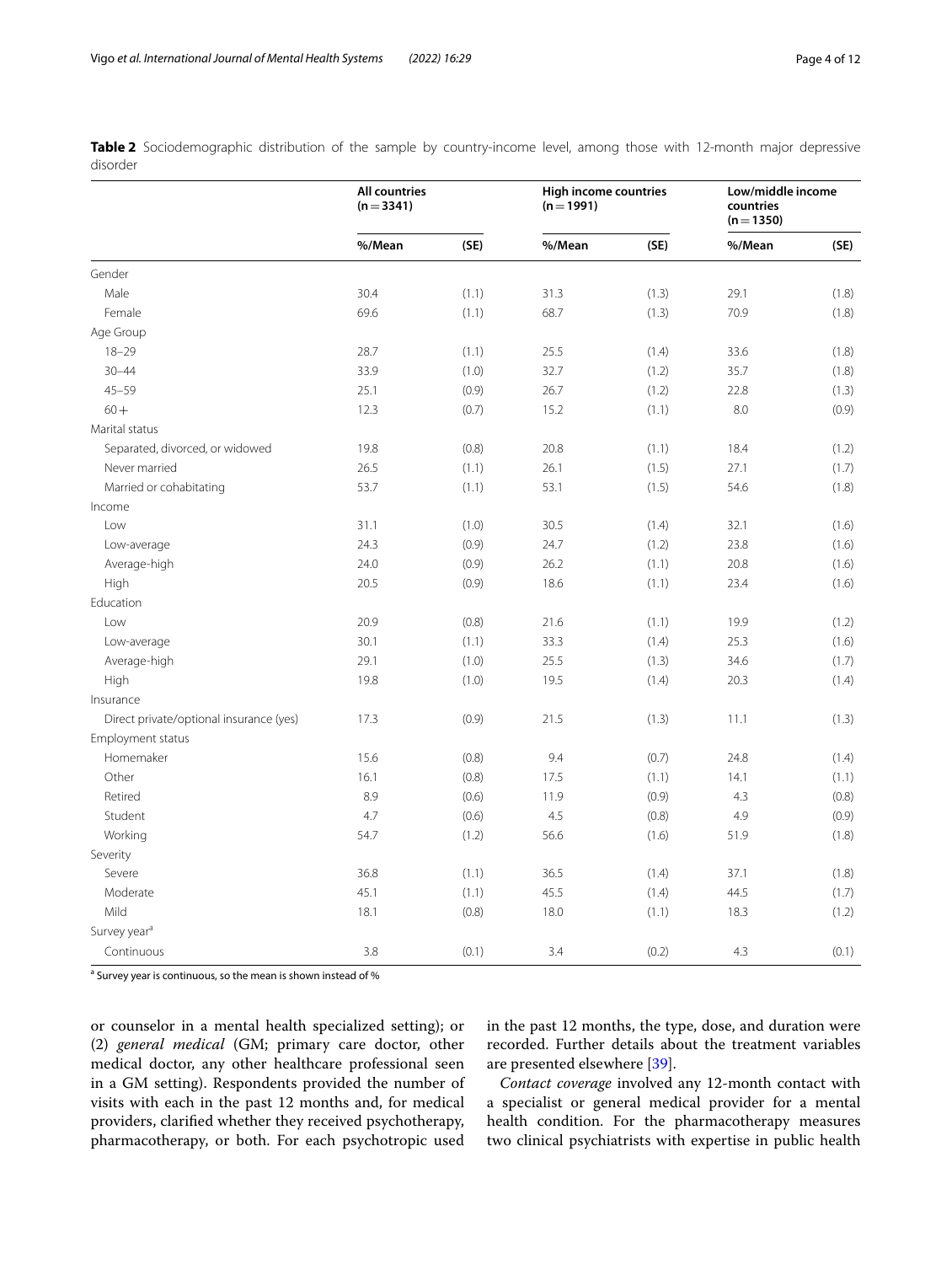**Table 2** Sociodemographic distribution of the sample by country-income level, among those with 12-month major depressive disorder

| | All countries (n = 3341) | | High income countries (n = 1991) | | Low/middle income countries (n = 1350) | |
|---|---|---|---|---|---|---|
| | %/Mean | (SE) | %/Mean | (SE) | %/Mean | (SE) |
| Gender | | | | | | |
| Male | 30.4 | (1.1) | 31.3 | (1.3) | 29.1 | (1.8) |
| Female | 69.6 | (1.1) | 68.7 | (1.3) | 70.9 | (1.8) |
| Age Group | | | | | | |
| 18–29 | 28.7 | (1.1) | 25.5 | (1.4) | 33.6 | (1.8) |
| 30–44 | 33.9 | (1.0) | 32.7 | (1.2) | 35.7 | (1.8) |
| 45–59 | 25.1 | (0.9) | 26.7 | (1.2) | 22.8 | (1.3) |
| 60+ | 12.3 | (0.7) | 15.2 | (1.1) | 8.0 | (0.9) |
| Marital status | | | | | | |
| Separated, divorced, or widowed | 19.8 | (0.8) | 20.8 | (1.1) | 18.4 | (1.2) |
| Never married | 26.5 | (1.1) | 26.1 | (1.5) | 27.1 | (1.7) |
| Married or cohabitating | 53.7 | (1.1) | 53.1 | (1.5) | 54.6 | (1.8) |
| Income | | | | | | |
| Low | 31.1 | (1.0) | 30.5 | (1.4) | 32.1 | (1.6) |
| Low-average | 24.3 | (0.9) | 24.7 | (1.2) | 23.8 | (1.6) |
| Average-high | 24.0 | (0.9) | 26.2 | (1.1) | 20.8 | (1.6) |
| High | 20.5 | (0.9) | 18.6 | (1.1) | 23.4 | (1.6) |
| Education | | | | | | |
| Low | 20.9 | (0.8) | 21.6 | (1.1) | 19.9 | (1.2) |
| Low-average | 30.1 | (1.1) | 33.3 | (1.4) | 25.3 | (1.6) |
| Average-high | 29.1 | (1.0) | 25.5 | (1.3) | 34.6 | (1.7) |
| High | 19.8 | (1.0) | 19.5 | (1.4) | 20.3 | (1.4) |
| Insurance | | | | | | |
| Direct private/optional insurance (yes) | 17.3 | (0.9) | 21.5 | (1.3) | 11.1 | (1.3) |
| Employment status | | | | | | |
| Homemaker | 15.6 | (0.8) | 9.4 | (0.7) | 24.8 | (1.4) |
| Other | 16.1 | (0.8) | 17.5 | (1.1) | 14.1 | (1.1) |
| Retired | 8.9 | (0.6) | 11.9 | (0.9) | 4.3 | (0.8) |
| Student | 4.7 | (0.6) | 4.5 | (0.8) | 4.9 | (0.9) |
| Working | 54.7 | (1.2) | 56.6 | (1.6) | 51.9 | (1.8) |
| Severity | | | | | | |
| Severe | 36.8 | (1.1) | 36.5 | (1.4) | 37.1 | (1.8) |
| Moderate | 45.1 | (1.1) | 45.5 | (1.4) | 44.5 | (1.7) |
| Mild | 18.1 | (0.8) | 18.0 | (1.1) | 18.3 | (1.2) |
| Survey year[a] | | | | | | |
| Continuous | 3.8 | (0.1) | 3.4 | (0.2) | 4.3 | (0.1) |

[a] Survey year is continuous, so the mean is shown instead of %

or counselor in a mental health specialized setting); or (2) *general medical* (GM; primary care doctor, other medical doctor, any other healthcare professional seen in a GM setting). Respondents provided the number of visits with each in the past 12 months and, for medical providers, clarified whether they received psychotherapy, pharmacotherapy, or both. For each psychotropic used in the past 12 months, the type, dose, and duration were recorded. Further details about the treatment variables are presented elsewhere [39].

*Contact coverage* involved any 12-month contact with a specialist or general medical provider for a mental health condition. For the pharmacotherapy measures two clinical psychiatrists with expertise in public health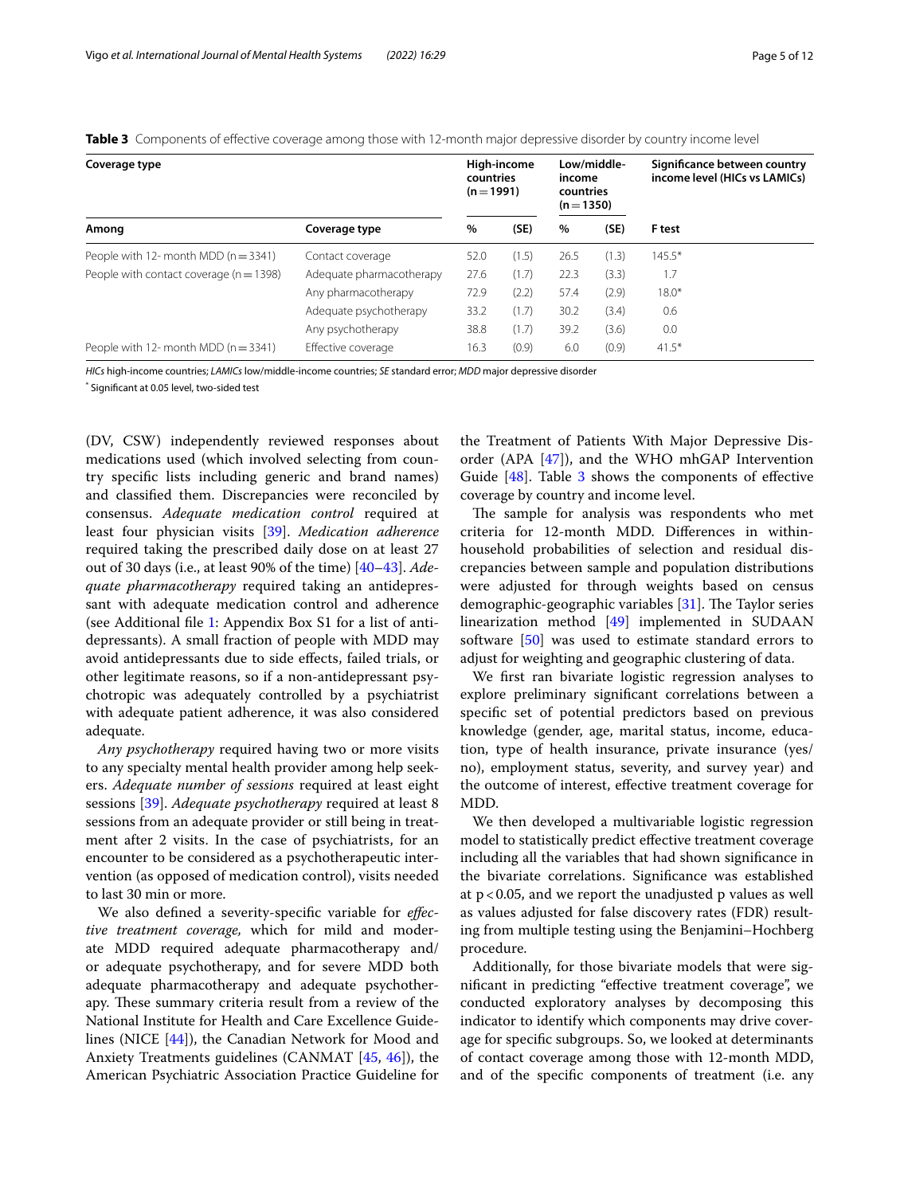**Table 3** Components of effective coverage among those with 12-month major depressive disorder by country income level

| Coverage type | | High-income countries (n = 1991) | | Low/middle-income countries (n = 1350) | | Significance between country income level (HICs vs LAMICs) |
|---|---|---|---|---|---|---|
| Among | Coverage type | % | (SE) | % | (SE) | F test |
| People with 12- month MDD (n = 3341) | Contact coverage | 52.0 | (1.5) | 26.5 | (1.3) | 145.5* |
| People with contact coverage (n = 1398) | Adequate pharmacotherapy | 27.6 | (1.7) | 22.3 | (3.3) | 1.7 |
| | Any pharmacotherapy | 72.9 | (2.2) | 57.4 | (2.9) | 18.0* |
| | Adequate psychotherapy | 33.2 | (1.7) | 30.2 | (3.4) | 0.6 |
| | Any psychotherapy | 38.8 | (1.7) | 39.2 | (3.6) | 0.0 |
| People with 12- month MDD (n = 3341) | Effective coverage | 16.3 | (0.9) | 6.0 | (0.9) | 41.5* |

*HICs* high-income countries; *LAMICs* low/middle-income countries; *SE* standard error; *MDD* major depressive disorder

\* Significant at 0.05 level, two-sided test

(DV, CSW) independently reviewed responses about medications used (which involved selecting from country specific lists including generic and brand names) and classified them. Discrepancies were reconciled by consensus. *Adequate medication control* required at least four physician visits [39]. *Medication adherence* required taking the prescribed daily dose on at least 27 out of 30 days (i.e., at least 90% of the time) [40–43]. *Adequate pharmacotherapy* required taking an antidepressant with adequate medication control and adherence (see Additional file 1: Appendix Box S1 for a list of antidepressants). A small fraction of people with MDD may avoid antidepressants due to side effects, failed trials, or other legitimate reasons, so if a non-antidepressant psychotropic was adequately controlled by a psychiatrist with adequate patient adherence, it was also considered adequate.

*Any psychotherapy* required having two or more visits to any specialty mental health provider among help seekers. *Adequate number of sessions* required at least eight sessions [39]. *Adequate psychotherapy* required at least 8 sessions from an adequate provider or still being in treatment after 2 visits. In the case of psychiatrists, for an encounter to be considered as a psychotherapeutic intervention (as opposed of medication control), visits needed to last 30 min or more.

We also defined a severity-specific variable for *effective treatment coverage,* which for mild and moderate MDD required adequate pharmacotherapy and/or adequate psychotherapy, and for severe MDD both adequate pharmacotherapy and adequate psychotherapy. These summary criteria result from a review of the National Institute for Health and Care Excellence Guidelines (NICE [44]), the Canadian Network for Mood and Anxiety Treatments guidelines (CANMAT [45, 46]), the American Psychiatric Association Practice Guideline for the Treatment of Patients With Major Depressive Disorder (APA [47]), and the WHO mhGAP Intervention Guide [48]. Table 3 shows the components of effective coverage by country and income level.

The sample for analysis was respondents who met criteria for 12-month MDD. Differences in within-household probabilities of selection and residual discrepancies between sample and population distributions were adjusted for through weights based on census demographic-geographic variables [31]. The Taylor series linearization method [49] implemented in SUDAAN software [50] was used to estimate standard errors to adjust for weighting and geographic clustering of data.

We first ran bivariate logistic regression analyses to explore preliminary significant correlations between a specific set of potential predictors based on previous knowledge (gender, age, marital status, income, education, type of health insurance, private insurance (yes/no), employment status, severity, and survey year) and the outcome of interest, effective treatment coverage for MDD.

We then developed a multivariable logistic regression model to statistically predict effective treatment coverage including all the variables that had shown significance in the bivariate correlations. Significance was established at $p < 0.05$, and we report the unadjusted p values as well as values adjusted for false discovery rates (FDR) resulting from multiple testing using the Benjamini–Hochberg procedure.

Additionally, for those bivariate models that were significant in predicting "effective treatment coverage", we conducted exploratory analyses by decomposing this indicator to identify which components may drive coverage for specific subgroups. So, we looked at determinants of contact coverage among those with 12-month MDD, and of the specific components of treatment (i.e. any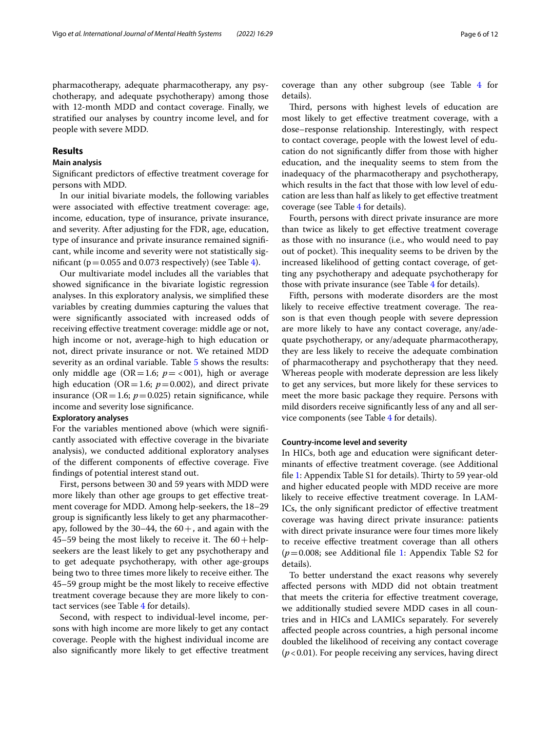pharmacotherapy, adequate pharmacotherapy, any psychotherapy, and adequate psychotherapy) among those with 12-month MDD and contact coverage. Finally, we stratified our analyses by country income level, and for people with severe MDD.

## Results

### Main analysis

Significant predictors of effective treatment coverage for persons with MDD.

In our initial bivariate models, the following variables were associated with effective treatment coverage: age, income, education, type of insurance, private insurance, and severity. After adjusting for the FDR, age, education, type of insurance and private insurance remained significant, while income and severity were not statistically significant ($p = 0.055$ and 0.073 respectively) (see Table 4).

Our multivariate model includes all the variables that showed significance in the bivariate logistic regression analyses. In this exploratory analysis, we simplified these variables by creating dummies capturing the values that were significantly associated with increased odds of receiving effective treatment coverage: middle age or not, high income or not, average-high to high education or not, direct private insurance or not. We retained MDD severity as an ordinal variable. Table 5 shows the results: only middle age ($OR = 1.6$; $p = <001$), high or average high education ($OR = 1.6$; $p = 0.002$), and direct private insurance ($OR = 1.6$; $p = 0.025$) retain significance, while income and severity lose significance.

### Exploratory analyses

For the variables mentioned above (which were significantly associated with effective coverage in the bivariate analysis), we conducted additional exploratory analyses of the different components of effective coverage. Five findings of potential interest stand out.

First, persons between 30 and 59 years with MDD were more likely than other age groups to get effective treatment coverage for MDD. Among help-seekers, the 18–29 group is significantly less likely to get any pharmacotherapy, followed by the 30–44, the 60+, and again with the 45–59 being the most likely to receive it. The 60+ help-seekers are the least likely to get any psychotherapy and to get adequate psychotherapy, with other age-groups being two to three times more likely to receive either. The 45–59 group might be the most likely to receive effective treatment coverage because they are more likely to contact services (see Table 4 for details).

Second, with respect to individual-level income, persons with high income are more likely to get any contact coverage. People with the highest individual income are also significantly more likely to get effective treatment coverage than any other subgroup (see Table 4 for details).

Third, persons with highest levels of education are most likely to get effective treatment coverage, with a dose–response relationship. Interestingly, with respect to contact coverage, people with the lowest level of education do not significantly differ from those with higher education, and the inequality seems to stem from the inadequacy of the pharmacotherapy and psychotherapy, which results in the fact that those with low level of education are less than half as likely to get effective treatment coverage (see Table 4 for details).

Fourth, persons with direct private insurance are more than twice as likely to get effective treatment coverage as those with no insurance (i.e., who would need to pay out of pocket). This inequality seems to be driven by the increased likelihood of getting contact coverage, of getting any psychotherapy and adequate psychotherapy for those with private insurance (see Table 4 for details).

Fifth, persons with moderate disorders are the most likely to receive effective treatment coverage. The reason is that even though people with severe depression are more likely to have any contact coverage, any/adequate psychotherapy, or any/adequate pharmacotherapy, they are less likely to receive the adequate combination of pharmacotherapy and psychotherapy that they need. Whereas people with moderate depression are less likely to get any services, but more likely for these services to meet the more basic package they require. Persons with mild disorders receive significantly less of any and all service components (see Table 4 for details).

### Country-income level and severity

In HICs, both age and education were significant determinants of effective treatment coverage. (see Additional file 1: Appendix Table S1 for details). Thirty to 59 year-old and higher educated people with MDD receive are more likely to receive effective treatment coverage. In LAMICs, the only significant predictor of effective treatment coverage was having direct private insurance: patients with direct private insurance were four times more likely to receive effective treatment coverage than all others ($p = 0.008$; see Additional file 1: Appendix Table S2 for details).

To better understand the exact reasons why severely affected persons with MDD did not obtain treatment that meets the criteria for effective treatment coverage, we additionally studied severe MDD cases in all countries and in HICs and LAMICs separately. For severely affected people across countries, a high personal income doubled the likelihood of receiving any contact coverage ($p < 0.01$). For people receiving any services, having direct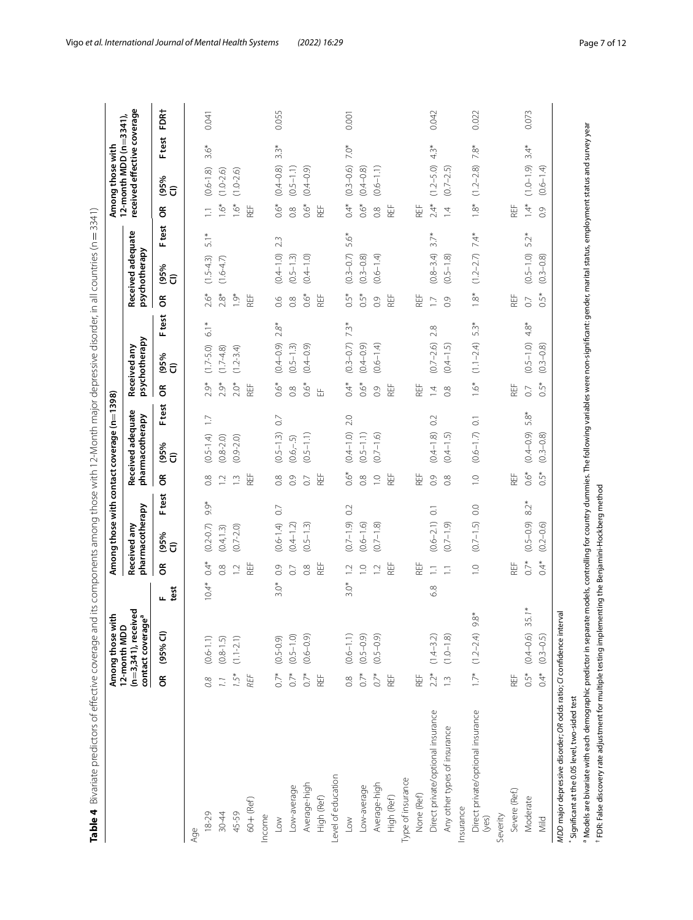**Table 4** Bivariate predictors of effective coverage and its components among those with 12-Month major depressive disorder, in all countries (n = 3341)

| | Among those with 12-month MDD (n=3,341), received contact coverage[a] | | | Among those with contact coverage (n=1398) | | | | | | | | | | | | Among those with 12-month MDD (n=3341), received effective coverage | | | |
|---|---|---|---|---|---|---|---|---|---|---|---|---|---|---|---|---|---|---|---|
| | | | | Received any pharmacotherapy | | | Received adequate pharmacotherapy | | | Received any psychotherapy | | | Received adequate psychotherapy | | | | | | |
| | OR | (95% CI) | F test | OR | (95% CI) | F test | OR | (95% CI) | F test | OR | (95% CI) | F test | OR | (95% CI) | F test | OR | (95% CI) | F test | FDR† |
| Age | | | | | | | | | | | | | | | | | | | |
| 18-29 | 0.8 | (0.6-1.1) | 10.4* | 0.4* | (0.2-0.7) | 9.9* | 0.8 | (0.5-1.4) | 1.7 | 2.9* | (1.7-5.0) | 6.1* | 2.6* | (1.5-4.3) | 5.1* | 1.1 | (0.6-1.8) | 3.6* | 0.041 |
| 30-44 | 1.1 | (0.8-1.5) | | 0.8 | (0.4,1.3) | | 1.2 | (0.8-2.0) | | 2.9* | (1.7-4.8) | | 2.8* | (1.6-4.7) | | 1.6* | (1.0-2.6) | | |
| 45-59 | 1.5* | (1.1-2.1) | | 1.2 | (0.7-2.0) | | 1.3 | (0.9-2.0) | | 2.0* | (1.2-3.4) | | 1.9* | | | 1.6* | (1.0-2.6) | | |
| 60+ (Ref) | REF | | | REF | | | REF | | | REF | | | REF | | | REF | | | |
| Income | | | | | | | | | | | | | | | | | | | |
| Low | 0.7* | (0.5-0.9) | 3.0* | 0.9 | (0.6-1.4) | 0.7 | 0.8 | (0.5-1.3) | 0.7 | 0.6* | (0.4-0.9) | 2.8* | 0.6 | (0.4-1.0) | 2.3 | 0.6* | (0.4-0.8) | 3.3* | 0.055 |
| Low-average | 0.7* | (0.5-1.0) | | 0.7 | (0.4-1.2) | | 0.9 | (0.6,-.5) | | 0.8 | (0.5-1.3) | | 0.8 | (0.5-1.3) | | 0.8 | (0.5-1.1) | | |
| Average-high | 0.7* | (0.6-0.9) | | 0.8 | (0.5-1.3) | | 0.7 | (0.5-1.1) | | 0.6* | (0.4-0.9) | | 0.6* | (0.4-1.0) | | 0.6* | (0.4-0.9) | | |
| High (Ref) | REF | | | REF | | | REF | | | EF | | | REF | | | REF | | | |
| Level of education | | | | | | | | | | | | | | | | | | | |
| Low | 0.8 | (0.6-1.1) | 3.0* | 1.2 | (0.7-1.9) | 0.2 | 0.6* | (0.4-1.0) | 2.0 | 0.4* | (0.3-0.7) | 7.3* | 0.5* | (0.3-0.7) | 5.6* | 0.4* | (0.3-0.6) | 7.0* | 0.001 |
| Low-average | 0.7* | (0.5-0.9) | | 1.0 | (0.6-1.6) | | 0.8 | (0.5-1.1) | | 0.6* | (0.4-0.9) | | 0.5* | (0.3-0.8) | | 0.6* | (0.4-0.8) | | |
| Average-high | 0.7* | (0.5-0.9) | | 1.2 | (0.7-1.8) | | 1.0 | (0.7-1.6) | | 0.9 | (0.6-1.4) | | 0.9 | (0.6-1.4) | | 0.8 | (0.6-1.1) | | |
| High (Ref) | REF | | | REF | | | REF | | | REF | | | REF | | | REF | | | |
| Type of insurance | | | | | | | | | | | | | | | | | | | |
| None (Ref) | REF | | | REF | | | REF | | | REF | | | REF | | | REF | | | |
| Direct private/optional insurance | 2.2* | (1.4-3.2) | 6.8 | 1.1 | (0.6-2.1) | 0.1 | 0.9 | (0.4-1.8) | 0.2 | 1.4 | (0.7-2.6) | 2.8 | 1.7 | (0.8-3.4) | 3.7* | 2.4* | (1.2-5.0) | 4.3* | 0.042 |
| Any other types of insurance | 1.3 | (1.0-1.8) | | 1.1 | (0.7-1.9) | | 0.8 | (0.4-1.5) | | 0.8 | (0.4-1.5) | | 0.9 | (0.5-1.8) | | 1.4 | (0.7-2.5) | | |
| Insurance | | | | | | | | | | | | | | | | | | | |
| Direct private/optional insurance (yes) | 1.7* | (1.2-2.4) | 9.8* | 1.0 | (0.7-1.5) | 0.0 | 1.0 | (0.6-1.7) | 0.1 | 1.6* | (1.1-2.4) | 5.3* | 1.8* | (1.2-2.7) | 7.4* | 1.8* | (1.2-2.8) | 7.8* | 0.022 |
| Severity | | | | | | | | | | | | | | | | | | | |
| Severe (Ref) | REF | | | REF | | | REF | | | REF | | | REF | | | REF | | | |
| Moderate | 0.5* | (0.4-0.6) | 35.1* | 0.7* | (0.5-0.9) | 8.2* | 0.6* | (0.4-0.9) | 5.8* | 0.7 | (0.5-1.0) | 4.8* | 0.7 | (0.5-1.0) | 5.2* | 1.4* | (1.0-1.9) | 3.4* | 0.073 |
| Mild | 0.4* | (0.3-0.5) | | 0.4* | (0.2-0.6) | | 0.5* | (0.3-0.8) | | 0.5* | (0.3-0.8) | | 0.5* | (0.3-0.8) | | 0.9 | (0.6-1.4) | | |

*MDD* major depressive disorder; *OR* odds ratio; *CI* confidence interval

\* Significant at the 0.05 level, two-sided test

[a] Models are bivariate with each demographic predictor in separate models, controlling for country dummies. The following variables were non-significant: gender, marital status, employment status and survey year

† FDR: False discovery rate adjustment for multiple testing implementing the Benjamini-Hockberg method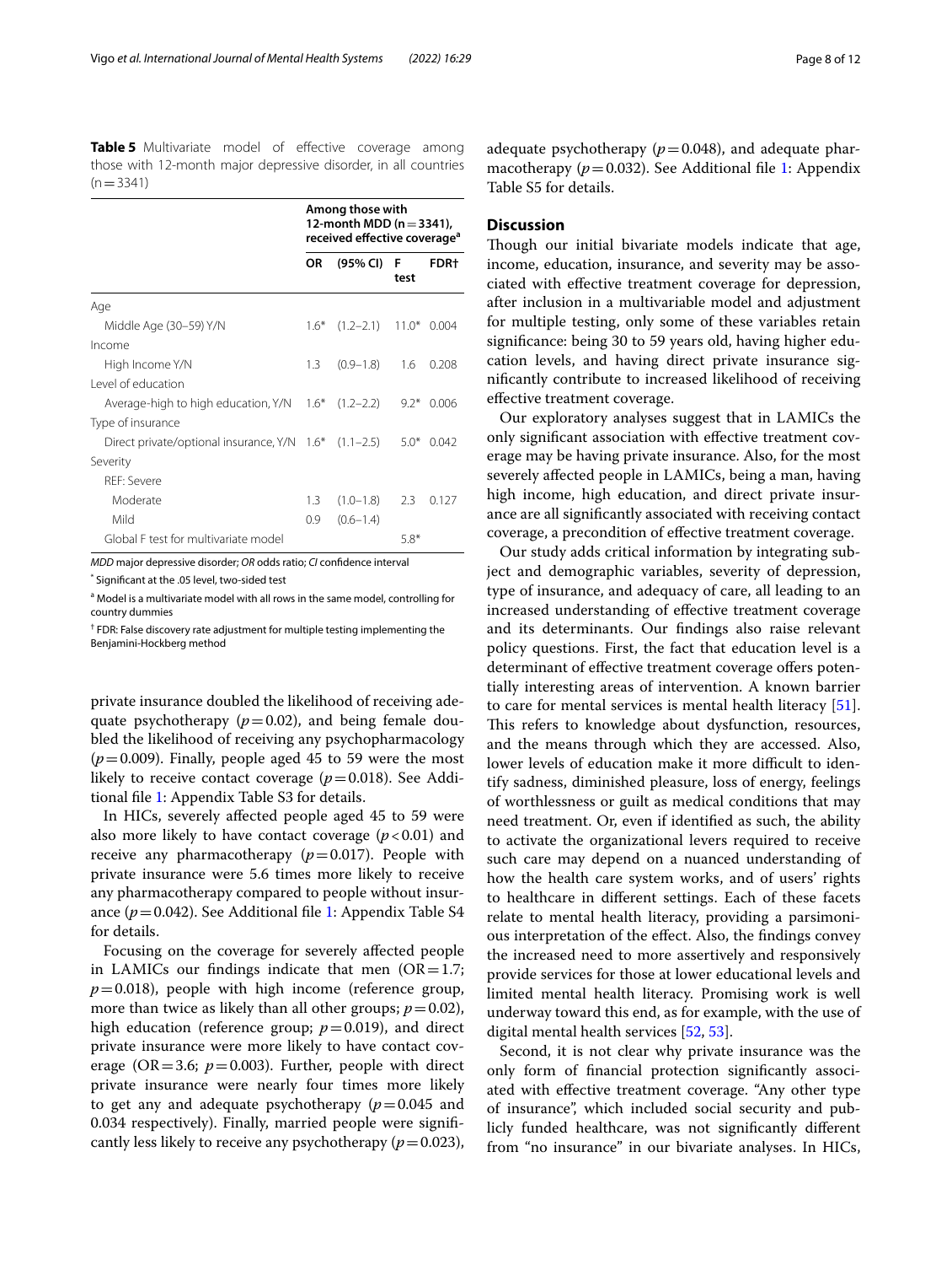**Table 5** Multivariate model of effective coverage among those with 12-month major depressive disorder, in all countries (n = 3341)

| | Among those with 12-month MDD (n = 3341), received effective coverage[a] | | | |
|---|---|---|---|---|
| | OR | (95% CI) | F test | FDR† |
| Age | | | | |
| Middle Age (30–59) Y/N | 1.6* | (1.2–2.1) | 11.0* | 0.004 |
| Income | | | | |
| High Income Y/N | 1.3 | (0.9–1.8) | 1.6 | 0.208 |
| Level of education | | | | |
| Average-high to high education, Y/N | 1.6* | (1.2–2.2) | 9.2* | 0.006 |
| Type of insurance | | | | |
| Direct private/optional insurance, Y/N | 1.6* | (1.1–2.5) | 5.0* | 0.042 |
| Severity | | | | |
| REF: Severe | | | | |
| Moderate | 1.3 | (1.0–1.8) | 2.3 | 0.127 |
| Mild | 0.9 | (0.6–1.4) | | |
| Global F test for multivariate model | | | 5.8* | |

*MDD* major depressive disorder; *OR* odds ratio; *CI* confidence interval

\* Significant at the .05 level, two-sided test

[a] Model is a multivariate model with all rows in the same model, controlling for country dummies

† FDR: False discovery rate adjustment for multiple testing implementing the Benjamini-Hockberg method

private insurance doubled the likelihood of receiving adequate psychotherapy ($p = 0.02$), and being female doubled the likelihood of receiving any psychopharmacology ($p = 0.009$). Finally, people aged 45 to 59 were the most likely to receive contact coverage ($p = 0.018$). See Additional file 1: Appendix Table S3 for details.

In HICs, severely affected people aged 45 to 59 were also more likely to have contact coverage ($p < 0.01$) and receive any pharmacotherapy ($p = 0.017$). People with private insurance were 5.6 times more likely to receive any pharmacotherapy compared to people without insurance ($p = 0.042$). See Additional file 1: Appendix Table S4 for details.

Focusing on the coverage for severely affected people in LAMICs our findings indicate that men (OR = 1.7; $p = 0.018$), people with high income (reference group, more than twice as likely than all other groups; $p = 0.02$), high education (reference group; $p = 0.019$), and direct private insurance were more likely to have contact coverage (OR = 3.6; $p = 0.003$). Further, people with direct private insurance were nearly four times more likely to get any and adequate psychotherapy ($p = 0.045$ and 0.034 respectively). Finally, married people were significantly less likely to receive any psychotherapy ($p = 0.023$), adequate psychotherapy ($p = 0.048$), and adequate pharmacotherapy ($p = 0.032$). See Additional file 1: Appendix Table S5 for details.

## Discussion

Though our initial bivariate models indicate that age, income, education, insurance, and severity may be associated with effective treatment coverage for depression, after inclusion in a multivariable model and adjustment for multiple testing, only some of these variables retain significance: being 30 to 59 years old, having higher education levels, and having direct private insurance significantly contribute to increased likelihood of receiving effective treatment coverage.

Our exploratory analyses suggest that in LAMICs the only significant association with effective treatment coverage may be having private insurance. Also, for the most severely affected people in LAMICs, being a man, having high income, high education, and direct private insurance are all significantly associated with receiving contact coverage, a precondition of effective treatment coverage.

Our study adds critical information by integrating subject and demographic variables, severity of depression, type of insurance, and adequacy of care, all leading to an increased understanding of effective treatment coverage and its determinants. Our findings also raise relevant policy questions. First, the fact that education level is a determinant of effective treatment coverage offers potentially interesting areas of intervention. A known barrier to care for mental services is mental health literacy [51]. This refers to knowledge about dysfunction, resources, and the means through which they are accessed. Also, lower levels of education make it more difficult to identify sadness, diminished pleasure, loss of energy, feelings of worthlessness or guilt as medical conditions that may need treatment. Or, even if identified as such, the ability to activate the organizational levers required to receive such care may depend on a nuanced understanding of how the health care system works, and of users' rights to healthcare in different settings. Each of these facets relate to mental health literacy, providing a parsimonious interpretation of the effect. Also, the findings convey the increased need to more assertively and responsively provide services for those at lower educational levels and limited mental health literacy. Promising work is well underway toward this end, as for example, with the use of digital mental health services [52, 53].

Second, it is not clear why private insurance was the only form of financial protection significantly associated with effective treatment coverage. "Any other type of insurance", which included social security and publicly funded healthcare, was not significantly different from "no insurance" in our bivariate analyses. In HICs,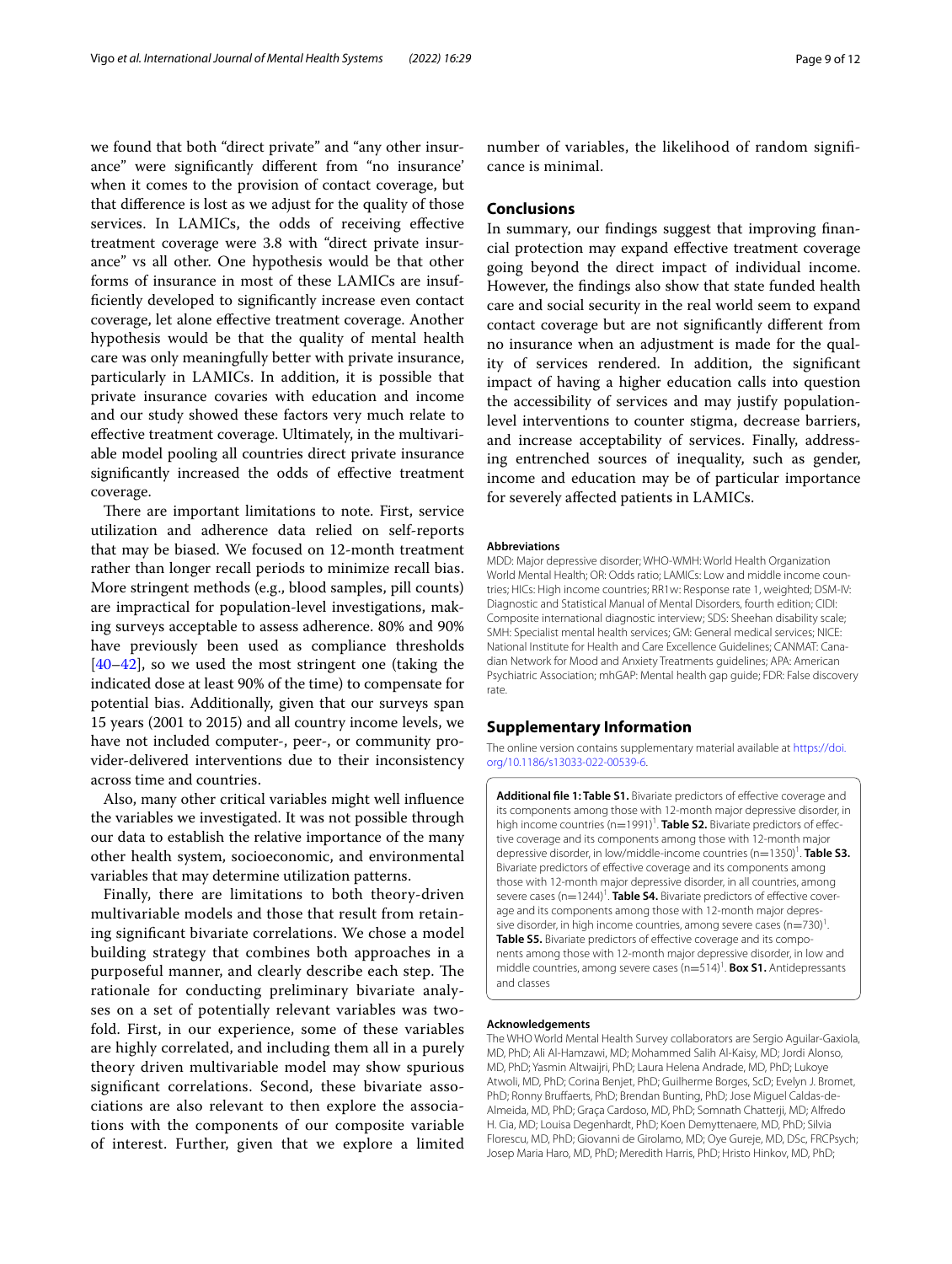we found that both "direct private" and "any other insurance" were significantly different from "no insurance' when it comes to the provision of contact coverage, but that difference is lost as we adjust for the quality of those services. In LAMICs, the odds of receiving effective treatment coverage were 3.8 with "direct private insurance" vs all other. One hypothesis would be that other forms of insurance in most of these LAMICs are insufficiently developed to significantly increase even contact coverage, let alone effective treatment coverage. Another hypothesis would be that the quality of mental health care was only meaningfully better with private insurance, particularly in LAMICs. In addition, it is possible that private insurance covaries with education and income and our study showed these factors very much relate to effective treatment coverage. Ultimately, in the multivariable model pooling all countries direct private insurance significantly increased the odds of effective treatment coverage.

There are important limitations to note. First, service utilization and adherence data relied on self-reports that may be biased. We focused on 12-month treatment rather than longer recall periods to minimize recall bias. More stringent methods (e.g., blood samples, pill counts) are impractical for population-level investigations, making surveys acceptable to assess adherence. 80% and 90% have previously been used as compliance thresholds [40–42], so we used the most stringent one (taking the indicated dose at least 90% of the time) to compensate for potential bias. Additionally, given that our surveys span 15 years (2001 to 2015) and all country income levels, we have not included computer-, peer-, or community provider-delivered interventions due to their inconsistency across time and countries.

Also, many other critical variables might well influence the variables we investigated. It was not possible through our data to establish the relative importance of the many other health system, socioeconomic, and environmental variables that may determine utilization patterns.

Finally, there are limitations to both theory-driven multivariable models and those that result from retaining significant bivariate correlations. We chose a model building strategy that combines both approaches in a purposeful manner, and clearly describe each step. The rationale for conducting preliminary bivariate analyses on a set of potentially relevant variables was twofold. First, in our experience, some of these variables are highly correlated, and including them all in a purely theory driven multivariable model may show spurious significant correlations. Second, these bivariate associations are also relevant to then explore the associations with the components of our composite variable of interest. Further, given that we explore a limited number of variables, the likelihood of random significance is minimal.

## Conclusions

In summary, our findings suggest that improving financial protection may expand effective treatment coverage going beyond the direct impact of individual income. However, the findings also show that state funded health care and social security in the real world seem to expand contact coverage but are not significantly different from no insurance when an adjustment is made for the quality of services rendered. In addition, the significant impact of having a higher education calls into question the accessibility of services and may justify population-level interventions to counter stigma, decrease barriers, and increase acceptability of services. Finally, addressing entrenched sources of inequality, such as gender, income and education may be of particular importance for severely affected patients in LAMICs.

#### Abbreviations

MDD: Major depressive disorder; WHO-WMH: World Health Organization World Mental Health; OR: Odds ratio; LAMICs: Low and middle income countries; HICs: High income countries; RR1w: Response rate 1, weighted; DSM-IV: Diagnostic and Statistical Manual of Mental Disorders, fourth edition; CIDI: Composite international diagnostic interview; SDS: Sheehan disability scale; SMH: Specialist mental health services; GM: General medical services; NICE: National Institute for Health and Care Excellence Guidelines; CANMAT: Canadian Network for Mood and Anxiety Treatments guidelines; APA: American Psychiatric Association; mhGAP: Mental health gap guide; FDR: False discovery rate.

## Supplementary Information

The online version contains supplementary material available at https://doi.org/10.1186/s13033-022-00539-6.

**Additional file 1: Table S1.** Bivariate predictors of effective coverage and its components among those with 12-month major depressive disorder, in high income countries (n=1991)[1]. **Table S2.** Bivariate predictors of effective coverage and its components among those with 12-month major depressive disorder, in low/middle-income countries (n=1350)[1]. **Table S3.** Bivariate predictors of effective coverage and its components among those with 12-month major depressive disorder, in all countries, among severe cases (n=1244)[1]. **Table S4.** Bivariate predictors of effective coverage and its components among those with 12-month major depressive disorder, in high income countries, among severe cases (n=730)[1]. **Table S5.** Bivariate predictors of effective coverage and its components among those with 12-month major depressive disorder, in low and middle countries, among severe cases (n=514)[1]. **Box S1.** Antidepressants and classes

#### Acknowledgements

The WHO World Mental Health Survey collaborators are Sergio Aguilar-Gaxiola, MD, PhD; Ali Al-Hamzawi, MD; Mohammed Salih Al-Kaisy, MD; Jordi Alonso, MD, PhD; Yasmin Altwaijri, PhD; Laura Helena Andrade, MD, PhD; Lukoye Atwoli, MD, PhD; Corina Benjet, PhD; Guilherme Borges, ScD; Evelyn J. Bromet, PhD; Ronny Bruffaerts, PhD; Brendan Bunting, PhD; Jose Miguel Caldas-de-Almeida, MD, PhD; Graça Cardoso, MD, PhD; Somnath Chatterji, MD; Alfredo H. Cia, MD; Louisa Degenhardt, PhD; Koen Demyttenaere, MD, PhD; Silvia Florescu, MD, PhD; Giovanni de Girolamo, MD; Oye Gureje, MD, DSc, FRCPsych; Josep Maria Haro, MD, PhD; Meredith Harris, PhD; Hristo Hinkov, MD, PhD;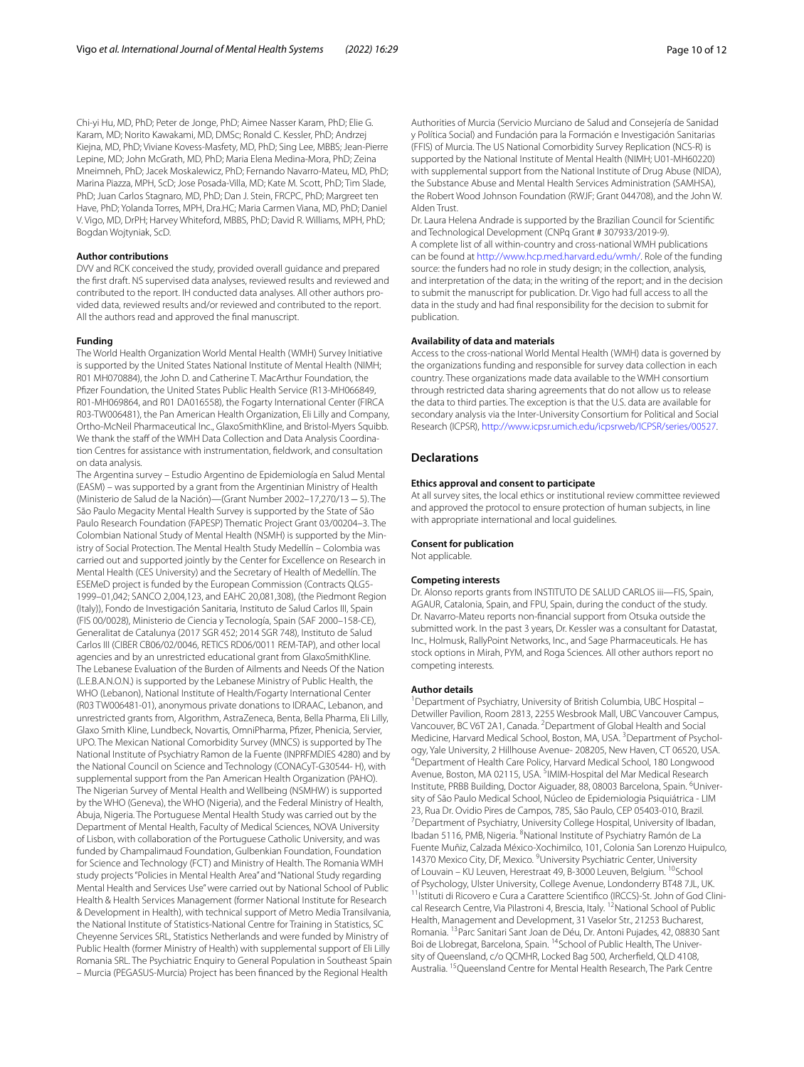Chi-yi Hu, MD, PhD; Peter de Jonge, PhD; Aimee Nasser Karam, PhD; Elie G. Karam, MD; Norito Kawakami, MD, DMSc; Ronald C. Kessler, PhD; Andrzej Kiejna, MD, PhD; Viviane Kovess-Masfety, MD, PhD; Sing Lee, MBBS; Jean-Pierre Lepine, MD; John McGrath, MD, PhD; Maria Elena Medina-Mora, PhD; Zeina Mneimneh, PhD; Jacek Moskalewicz, PhD; Fernando Navarro-Mateu, MD, PhD; Marina Piazza, MPH, ScD; Jose Posada-Villa, MD; Kate M. Scott, PhD; Tim Slade, PhD; Juan Carlos Stagnaro, MD, PhD; Dan J. Stein, FRCPC, PhD; Margreet ten Have, PhD; Yolanda Torres, MPH, Dra.HC; Maria Carmen Viana, MD, PhD; Daniel V. Vigo, MD, DrPH; Harvey Whiteford, MBBS, PhD; David R. Williams, MPH, PhD; Bogdan Wojtyniak, ScD.

#### Author contributions

DVV and RCK conceived the study, provided overall guidance and prepared the first draft. NS supervised data analyses, reviewed results and reviewed and contributed to the report. IH conducted data analyses. All other authors provided data, reviewed results and/or reviewed and contributed to the report. All the authors read and approved the final manuscript.

#### Funding

The World Health Organization World Mental Health (WMH) Survey Initiative is supported by the United States National Institute of Mental Health (NIMH; R01 MH070884), the John D. and Catherine T. MacArthur Foundation, the Pfizer Foundation, the United States Public Health Service (R13-MH066849, R01-MH069864, and R01 DA016558), the Fogarty International Center (FIRCA R03-TW006481), the Pan American Health Organization, Eli Lilly and Company, Ortho-McNeil Pharmaceutical Inc., GlaxoSmithKline, and Bristol-Myers Squibb. We thank the staff of the WMH Data Collection and Data Analysis Coordination Centres for assistance with instrumentation, fieldwork, and consultation on data analysis.

The Argentina survey – Estudio Argentino de Epidemiología en Salud Mental (EASM) – was supported by a grant from the Argentinian Ministry of Health (Ministerio de Salud de la Nación)—(Grant Number 2002–17,270/13 – 5). The São Paulo Megacity Mental Health Survey is supported by the State of São Paulo Research Foundation (FAPESP) Thematic Project Grant 03/00204–3. The Colombian National Study of Mental Health (NSMH) is supported by the Ministry of Social Protection. The Mental Health Study Medellín – Colombia was carried out and supported jointly by the Center for Excellence on Research in Mental Health (CES University) and the Secretary of Health of Medellín. The ESEMeD project is funded by the European Commission (Contracts QLG5-1999–01,042; SANCO 2,004,123, and EAHC 20,081,308), (the Piedmont Region (Italy)), Fondo de Investigación Sanitaria, Instituto de Salud Carlos III, Spain (FIS 00/0028), Ministerio de Ciencia y Tecnología, Spain (SAF 2000–158-CE), Generalitat de Catalunya (2017 SGR 452; 2014 SGR 748), Instituto de Salud Carlos III (CIBER CB06/02/0046, RETICS RD06/0011 REM-TAP), and other local agencies and by an unrestricted educational grant from GlaxoSmithKline. The Lebanese Evaluation of the Burden of Ailments and Needs Of the Nation (L.E.B.A.N.O.N.) is supported by the Lebanese Ministry of Public Health, the WHO (Lebanon), National Institute of Health/Fogarty International Center (R03 TW006481-01), anonymous private donations to IDRAAC, Lebanon, and unrestricted grants from, Algorithm, AstraZeneca, Benta, Bella Pharma, Eli Lilly, Glaxo Smith Kline, Lundbeck, Novartis, OmniPharma, Pfizer, Phenicia, Servier, UPO. The Mexican National Comorbidity Survey (MNCS) is supported by The National Institute of Psychiatry Ramon de la Fuente (INPRFMDIES 4280) and by the National Council on Science and Technology (CONACyT-G30544- H), with supplemental support from the Pan American Health Organization (PAHO). The Nigerian Survey of Mental Health and Wellbeing (NSMHW) is supported by the WHO (Geneva), the WHO (Nigeria), and the Federal Ministry of Health, Abuja, Nigeria. The Portuguese Mental Health Study was carried out by the Department of Mental Health, Faculty of Medical Sciences, NOVA University of Lisbon, with collaboration of the Portuguese Catholic University, and was funded by Champalimaud Foundation, Gulbenkian Foundation, Foundation for Science and Technology (FCT) and Ministry of Health. The Romania WMH study projects "Policies in Mental Health Area" and "National Study regarding Mental Health and Services Use" were carried out by National School of Public Health & Health Services Management (former National Institute for Research & Development in Health), with technical support of Metro Media Transilvania, the National Institute of Statistics-National Centre for Training in Statistics, SC Cheyenne Services SRL, Statistics Netherlands and were funded by Ministry of Public Health (former Ministry of Health) with supplemental support of Eli Lilly Romania SRL. The Psychiatric Enquiry to General Population in Southeast Spain – Murcia (PEGASUS-Murcia) Project has been financed by the Regional Health Authorities of Murcia (Servicio Murciano de Salud and Consejería de Sanidad y Política Social) and Fundación para la Formación e Investigación Sanitarias (FFIS) of Murcia. The US National Comorbidity Survey Replication (NCS-R) is supported by the National Institute of Mental Health (NIMH; U01-MH60220) with supplemental support from the National Institute of Drug Abuse (NIDA), the Substance Abuse and Mental Health Services Administration (SAMHSA), the Robert Wood Johnson Foundation (RWJF; Grant 044708), and the John W. Alden Trust.

Dr. Laura Helena Andrade is supported by the Brazilian Council for Scientific and Technological Development (CNPq Grant # 307933/2019-9).

A complete list of all within-country and cross-national WMH publications can be found at http://www.hcp.med.harvard.edu/wmh/. Role of the funding source: the funders had no role in study design; in the collection, analysis, and interpretation of the data; in the writing of the report; and in the decision to submit the manuscript for publication. Dr. Vigo had full access to all the data in the study and had final responsibility for the decision to submit for publication.

#### Availability of data and materials

Access to the cross-national World Mental Health (WMH) data is governed by the organizations funding and responsible for survey data collection in each country. These organizations made data available to the WMH consortium through restricted data sharing agreements that do not allow us to release the data to third parties. The exception is that the U.S. data are available for secondary analysis via the Inter-University Consortium for Political and Social Research (ICPSR), http://www.icpsr.umich.edu/icpsrweb/ICPSR/series/00527.

## Declarations

#### Ethics approval and consent to participate

At all survey sites, the local ethics or institutional review committee reviewed and approved the protocol to ensure protection of human subjects, in line with appropriate international and local guidelines.

#### Consent for publication

Not applicable.

#### Competing interests

Dr. Alonso reports grants from INSTITUTO DE SALUD CARLOS iii—FIS, Spain, AGAUR, Catalonia, Spain, and FPU, Spain, during the conduct of the study. Dr. Navarro-Mateu reports non-financial support from Otsuka outside the submitted work. In the past 3 years, Dr. Kessler was a consultant for Datastat, Inc., Holmusk, RallyPoint Networks, Inc., and Sage Pharmaceuticals. He has stock options in Mirah, PYM, and Roga Sciences. All other authors report no competing interests.

#### Author details

[1]Department of Psychiatry, University of British Columbia, UBC Hospital – Detwiller Pavilion, Room 2813, 2255 Wesbrook Mall, UBC Vancouver Campus, Vancouver, BC V6T 2A1, Canada. [2]Department of Global Health and Social Medicine, Harvard Medical School, Boston, MA, USA. [3]Department of Psychology, Yale University, 2 Hillhouse Avenue- 208205, New Haven, CT 06520, USA. [4]Department of Health Care Policy, Harvard Medical School, 180 Longwood Avenue, Boston, MA 02115, USA. [5]IMIM-Hospital del Mar Medical Research Institute, PRBB Building, Doctor Aiguader, 88, 08003 Barcelona, Spain. [6]University of São Paulo Medical School, Núcleo de Epidemiologia Psiquiátrica - LIM 23, Rua Dr. Ovidio Pires de Campos, 785, São Paulo, CEP 05403-010, Brazil. [7]Department of Psychiatry, University College Hospital, University of Ibadan, Ibadan 5116, PMB, Nigeria. [8]National Institute of Psychiatry Ramón de La Fuente Muñiz, Calzada México-Xochimilco, 101, Colonia San Lorenzo Huipulco, 14370 Mexico City, DF, Mexico. [9]University Psychiatric Center, University of Louvain – KU Leuven, Herestraat 49, B-3000 Leuven, Belgium. [10]School of Psychology, Ulster University, College Avenue, Londonderry BT48 7JL, UK. [11]Istituti di Ricovero e Cura a Carattere Scientifico (IRCCS)-St. John of God Clinical Research Centre, Via Pilastroni 4, Brescia, Italy. [12]National School of Public Health, Management and Development, 31 Vaselor Str., 21253 Bucharest, Romania. [13]Parc Sanitari Sant Joan de Déu, Dr. Antoni Pujades, 42, 08830 Sant Boi de Llobregat, Barcelona, Spain. [14]School of Public Health, The University of Queensland, c/o QCMHR, Locked Bag 500, Archerfield, QLD 4108, Australia. [15]Queensland Centre for Mental Health Research, The Park Centre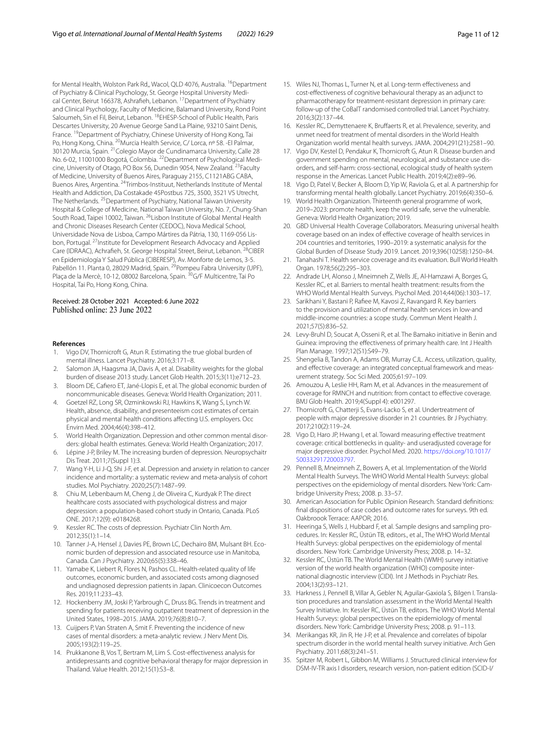for Mental Health, Wolston Park Rd,, Wacol, QLD 4076, Australia. [16]Department of Psychiatry & Clinical Psychology, St. George Hospital University Medical Center, Beirut 166378, Ashrafieh, Lebanon. [17]Department of Psychiatry and Clinical Psychology, Faculty of Medicine, Balamand University, Rond Point Saloumeh, Sin el Fil, Beirut, Lebanon. [18]EHESP-School of Public Health, Paris Descartes University, 20 Avenue George Sand La Plaine, 93210 Saint Denis, France. [19]Department of Psychiatry, Chinese University of Hong Kong, Tai Po, Hong Kong, China. [20]Murcia Health Service, C/ Lorca, nº 58. -El Palmar, 30120 Murcia, Spain. [21]Colegio Mayor de Cundinamarca University, Calle 28 No. 6-02, 11001000 Bogotá, Colombia. [22]Department of Psychological Medicine, University of Otago, PO Box 56, Dunedin 9054, New Zealand. [23]Faculty of Medicine, University of Buenos Aires, Paraguay 2155, C1121ABG CABA, Buenos Aires, Argentina. [24]Trimbos-Instituut, Netherlands Institute of Mental Health and Addiction, Da Costakade 45Postbus 725, 3500, 3521 VS Utrecht, The Netherlands. [25]Department of Psychiatry, National Taiwan University Hospital & College of Medicine, National Taiwan University, No. 7, Chung-Shan South Road, Taipei 10002, Taiwan. [26]Lisbon Institute of Global Mental Health and Chronic Diseases Research Center (CEDOC), Nova Medical School, Universidade Nova de Lisboa, Campo Mártires da Pátria, 130, 1169-056 Lisbon, Portugal. [27]Institute for Development Research Advocacy and Applied Care (IDRAAC), Achrafieh, St. George Hospital Street, Beirut, Lebanon. [28]CIBER en Epidemiología Y Salud Pública (CIBERESP), Av. Monforte de Lemos, 3-5. Pabellón 11. Planta 0, 28029 Madrid, Spain. [29]Pompeu Fabra University (UPF), Plaça de la Mercè, 10-12, 08002 Barcelona, Spain. [30]G/F Multicentre, Tai Po Hospital, Tai Po, Hong Kong, China.

Received: 28 October 2021 Accepted: 6 June 2022
Published online: 23 June 2022

## References

1. Vigo DV, Thornicroft G, Atun R. Estimating the true global burden of mental illness. Lancet Psychiatry. 2016;3:171–8.
2. Salomon JA, Haagsma JA, Davis A, et al. Disability weights for the global burden of disease 2013 study. Lancet Glob Health. 2015;3(11):e712–23.
3. Bloom DE, Cafiero ET, Jané-Llopis E, et al. The global economic burden of noncommunicable diseases. Geneva: World Health Organization; 2011.
4. Goetzel RZ, Long SR, Ozminkowski RJ, Hawkins K, Wang S, Lynch W. Health, absence, disability, and presenteeism cost estimates of certain physical and mental health conditions affecting U.S. employers. Occ Envirn Med. 2004;46(4):398–412.
5. World Health Organization. Depression and other common mental disorders: global health estimates. Geneva: World Health Organization; 2017.
6. Lépine J-P, Briley M. The increasing burden of depression. Neuropsychiatr Dis Treat. 2011;7(Suppl 1):3.
7. Wang Y-H, Li J-Q, Shi J-F, et al. Depression and anxiety in relation to cancer incidence and mortality: a systematic review and meta-analysis of cohort studies. Mol Psychiatry. 2020;25(7):1487–99.
8. Chiu M, Lebenbaum M, Cheng J, de Oliveira C, Kurdyak P. The direct healthcare costs associated with psychological distress and major depression: a population-based cohort study in Ontario, Canada. PLoS ONE. 2017;12(9): e0184268.
9. Kessler RC. The costs of depression. Psychiatr Clin North Am. 2012;35(1):1–14.
10. Tanner J-A, Hensel J, Davies PE, Brown LC, Dechairo BM, Mulsant BH. Economic burden of depression and associated resource use in Manitoba, Canada. Can J Psychiatry. 2020;65(5):338–46.
11. Yamabe K, Liebert R, Flores N, Pashos CL. Health-related quality of life outcomes, economic burden, and associated costs among diagnosed and undiagnosed depression patients in Japan. Clinicoecon Outcomes Res. 2019;11:233–43.
12. Hockenberry JM, Joski P, Yarbrough C, Druss BG. Trends in treatment and spending for patients receiving outpatient treatment of depression in the United States, 1998–2015. JAMA. 2019;76(8):810–7.
13. Cuijpers P, Van Straten A, Smit F. Preventing the incidence of new cases of mental disorders: a meta-analytic review. J Nerv Ment Dis. 2005;193(2):119–25.
14. Prukkanone B, Vos T, Bertram M, Lim S. Cost-effectiveness analysis for antidepressants and cognitive behavioral therapy for major depression in Thailand. Value Health. 2012;15(1):S3–8.
15. Wiles NJ, Thomas L, Turner N, et al. Long-term effectiveness and cost-effectiveness of cognitive behavioural therapy as an adjunct to pharmacotherapy for treatment-resistant depression in primary care: follow-up of the CoBalT randomised controlled trial. Lancet Psychiatry. 2016;3(2):137–44.
16. Kessler RC, Demyttenaere K, Bruffaerts R, et al. Prevalence, severity, and unmet need for treatment of mental disorders in the World Health Organization world mental health surveys. JAMA. 2004;291(21):2581–90.
17. Vigo DV, Kestel D, Pendakur K, Thornicroft G, Atun R. Disease burden and government spending on mental, neurological, and substance use disorders, and self-harm: cross-sectional, ecological study of health system response in the Americas. Lancet Public Health. 2019;4(2):e89–96.
18. Vigo D, Patel V, Becker A, Bloom D, Yip W, Raviola G, et al. A partnership for transforming mental health globally. Lancet Psychiatry. 2019;6(4):350–6.
19. World Health Organization. Thirteenth general programme of work, 2019–2023: promote health, keep the world safe, serve the vulnerable. Geneva: World Health Organization; 2019.
20. GBD Universal Health Coverage Collaborators. Measuring universal health coverage based on an index of effective coverage of health services in 204 countries and territories, 1990–2019: a systematic analysis for the Global Burden of Disease Study 2019. Lancet. 2019;396(10258):1250–84.
21. Tanahashi T. Health service coverage and its evaluation. Bull World Health Organ. 1978;56(2):295–303.
22. Andrade LH, Alonso J, Mneimneh Z, Wells JE, Al-Hamzawi A, Borges G, Kessler RC, et al. Barriers to mental health treatment: results from the WHO World Mental Health Surveys. Psychol Med. 2014;44(06):1303–17.
23. Sarikhani Y, Bastani P, Rafiee M, Kavosi Z, Ravangard R. Key barriers to the provision and utilization of mental health services in low-and middle-income countries: a scope study. Commun Ment Health J. 2021;57(5):836–52.
24. Levy-Bruhl D, Soucat A, Osseni R, et al. The Bamako initiative in Benin and Guinea: improving the effectiveness of primary health care. Int J Health Plan Manage. 1997;12(S1):S49–79.
25. Shengelia B, Tandon A, Adams OB, Murray CJL. Access, utilization, quality, and effective coverage: an integrated conceptual framework and measurement strategy. Soc Sci Med. 2005;61:97–109.
26. Amouzou A, Leslie HH, Ram M, et al. Advances in the measurement of coverage for RMNCH and nutrition: from contact to effective coverage. BMJ Glob Health. 2019;4(Suppl 4): e001297.
27. Thornicroft G, Chatterji S, Evans-Lacko S, et al. Undertreatment of people with major depressive disorder in 21 countries. Br J Psychiatry. 2017;210(2):119–24.
28. Vigo D, Haro JP, Hwang I, et al. Toward measuring effective treatment coverage: critical bottlenecks in quality- and useradjusted coverage for major depressive disorder. Psychol Med. 2020. https://doi.org/10.1017/S0033291720003797.
29. Pennell B, Mneimneh Z, Bowers A, et al. Implementation of the World Mental Health Surveys. The WHO World Mental Health Surveys: global perspectives on the epidemiology of mental disorders. New York: Cambridge University Press; 2008. p. 33–57.
30. American Association for Public Opinion Research. Standard definitions: final dispositions of case codes and outcome rates for surveys. 9th ed. Oakbroook Terrace: AAPOR; 2016.
31. Heeringa S, Wells J, Hubbard F, et al. Sample designs and sampling procedures. In: Kessler RC, Üstün TB, editors., et al., The WHO World Mental Health Surveys: global perspectives on the epidemiology of mental disorders. New York: Cambridge University Press; 2008. p. 14–32.
32. Kessler RC, Üstün TB. The World Mental Health (WMH) survey initiative version of the world health organization (WHO) composite international diagnostic interview (CIDI). Int J Methods in Psychiatr Res. 2004;13(2):93–121.
33. Harkness J, Pennell B, Villar A, Gebler N, Aguilar-Gaxiola S, Bilgen I. Translation procedures and translation assessment in the World Mental Health Survey Initiative. In: Kessler RC, Üstün TB, editors. The WHO World Mental Health Surveys: global perspectives on the epidemiology of mental disorders. New York: Cambridge University Press; 2008. p. 91–113.
34. Merikangas KR, Jin R, He J-P, et al. Prevalence and correlates of bipolar spectrum disorder in the world mental health survey initiative. Arch Gen Psychiatry. 2011;68(3):241–51.
35. Spitzer M, Robert L, Gibbon M, Williams J. Structured clinical interview for DSM-IV-TR axis I disorders, research version, non-patient edition (SCID-I/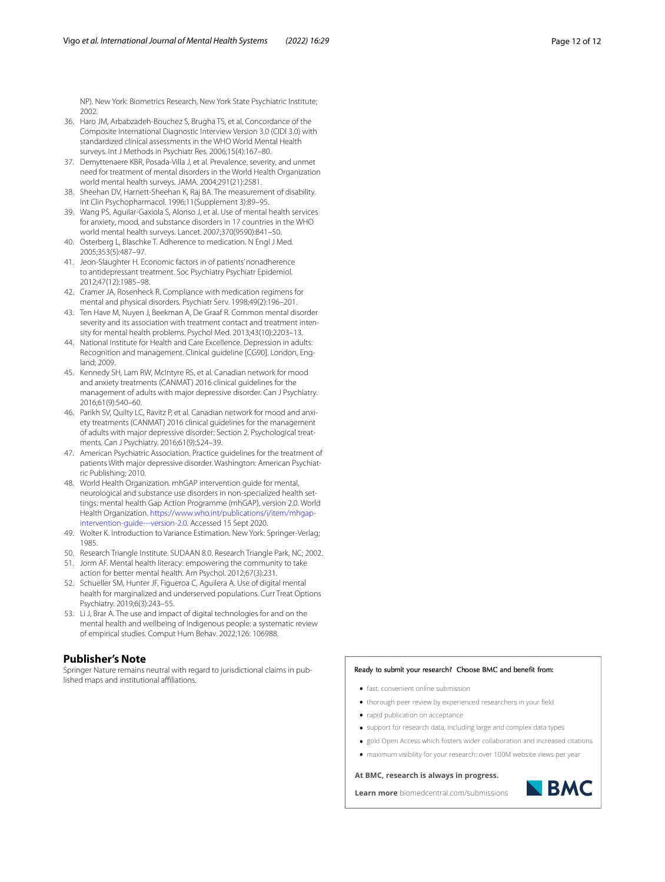NP). New York: Biometrics Research, New York State Psychiatric Institute; 2002.

36. Haro JM, Arbabzadeh-Bouchez S, Brugha TS, et al. Concordance of the Composite International Diagnostic Interview Version 3.0 (CIDI 3.0) with standardized clinical assessments in the WHO World Mental Health surveys. Int J Methods in Psychiatr Res. 2006;15(4):167–80.
37. Demyttenaere KBR, Posada-Villa J, et al. Prevalence, severity, and unmet need for treatment of mental disorders in the World Health Organization world mental health surveys. JAMA. 2004;291(21):2581.
38. Sheehan DV, Harnett-Sheehan K, Raj BA. The measurement of disability. Int Clin Psychopharmacol. 1996;11(Supplement 3):89–95.
39. Wang PS, Aguilar-Gaxiola S, Alonso J, et al. Use of mental health services for anxiety, mood, and substance disorders in 17 countries in the WHO world mental health surveys. Lancet. 2007;370(9590):841–50.
40. Osterberg L, Blaschke T. Adherence to medication. N Engl J Med. 2005;353(5):487–97.
41. Jeon-Slaughter H. Economic factors in of patients' nonadherence to antidepressant treatment. Soc Psychiatry Psychiatr Epidemiol. 2012;47(12):1985–98.
42. Cramer JA, Rosenheck R. Compliance with medication regimens for mental and physical disorders. Psychiatr Serv. 1998;49(2):196–201.
43. Ten Have M, Nuyen J, Beekman A, De Graaf R. Common mental disorder severity and its association with treatment contact and treatment intensity for mental health problems. Psychol Med. 2013;43(10):2203–13.
44. National Institute for Health and Care Excellence. Depression in adults: Recognition and management. Clinical guideline [CG90]. London, England; 2009.
45. Kennedy SH, Lam RW, McIntyre RS, et al. Canadian network for mood and anxiety treatments (CANMAT) 2016 clinical guidelines for the management of adults with major depressive disorder. Can J Psychiatry. 2016;61(9):540–60.
46. Parikh SV, Quilty LC, Ravitz P, et al. Canadian network for mood and anxiety treatments (CANMAT) 2016 clinical guidelines for the management of adults with major depressive disorder: Section 2. Psychological treatments. Can J Psychiatry. 2016;61(9):524–39.
47. American Psychiatric Association. Practice guidelines for the treatment of patients With major depressive disorder. Washington: American Psychiatric Publishing; 2010.
48. World Health Organization. mhGAP intervention guide for mental, neurological and substance use disorders in non-specialized health settings: mental health Gap Action Programme (mhGAP), version 2.0. World Health Organization. https://www.who.int/publications/i/item/mhgap-intervention-guide---version-2.0. Accessed 15 Sept 2020.
49. Wolter K. Introduction to Variance Estimation. New York: Springer-Verlag; 1985.
50. Research Triangle Institute. SUDAAN 8.0. Research Triangle Park, NC; 2002.
51. Jorm AF. Mental health literacy: empowering the community to take action for better mental health. Am Psychol. 2012;67(3):231.
52. Schueller SM, Hunter JF, Figueroa C, Aguilera A. Use of digital mental health for marginalized and underserved populations. Curr Treat Options Psychiatry. 2019;6(3):243–55.
53. Li J, Brar A. The use and impact of digital technologies for and on the mental health and wellbeing of Indigenous people: a systematic review of empirical studies. Comput Hum Behav. 2022;126: 106988.

## Publisher's Note

Springer Nature remains neutral with regard to jurisdictional claims in published maps and institutional affiliations.

Ready to submit your research? Choose BMC and benefit from:

- fast, convenient online submission
- thorough peer review by experienced researchers in your field
- rapid publication on acceptance
- support for research data, including large and complex data types
- gold Open Access which fosters wider collaboration and increased citations
- maximum visibility for your research: over 100M website views per year

**At BMC, research is always in progress.**

**Learn more** biomedcentral.com/submissions